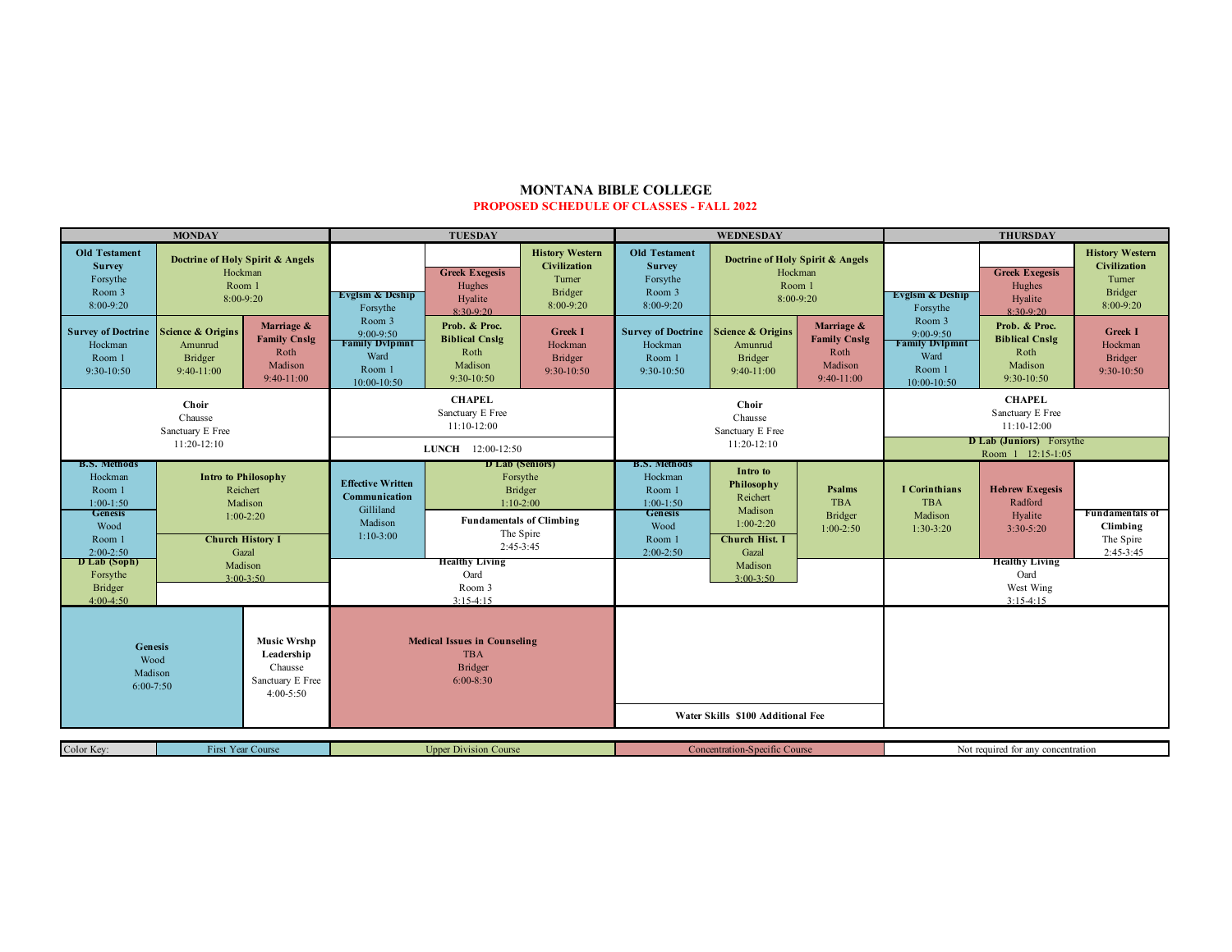# MONTANA BIBLE COLLEGE

## PROPOSED SCHEDULE OF CLASSES - FALL 2022

### MONDAY

| Time | Course |
|---|---|
| 8:00-9:20 | **Old Testament Survey** – Forsythe, Room 3 |
| 8:00-9:20 | **Doctrine of Holy Spirit & Angels** – Hockman, Room 1 |
| 9:30-10:50 | **Survey of Doctrine** – Hockman, Room 1 |
| 9:40-11:00 | **Science & Origins** – Amunrud, Bridger |
| 9:40-11:00 | **Marriage & Family Cnslg** – Roth, Madison |
| 11:20-12:10 | **Choir** – Chausse, Sanctuary E Free |
| 1:00-1:50 | **B.S. Methods** – Hockman, Room 1 |
| 1:00-2:20 | **Intro to Philosophy** – Reichert, Madison |
| 2:00-2:50 | **Genesis** – Wood, Room 1 |
| 3:00-3:50 | **Church History I** – Gazal, Madison |
| 4:00-4:50 | **D Lab (Soph)** – Forsythe, Bridger |
| 6:00-7:50 | **Genesis** – Wood, Madison |
| 4:00-5:50 | **Music Wrshp Leadership** – Chausse, Sanctuary E Free |

### TUESDAY

| Time | Course |
|---|---|
| 9:00-9:50 | **Evglsm & Dcship** – Forsythe, Room 3 |
| 8:30-9:20 | **Greek Exegesis** – Hughes, Hyalite |
| 8:00-9:20 | **History Western Civilization** – Turner, Bridger |
| 10:00-10:50 | **Family Dvlpmnt** – Ward, Room 1 |
| 9:30-10:50 | **Prob. & Proc. Biblical Cnslg** – Roth, Madison |
| 9:30-10:50 | **Greek I** – Hockman, Bridger |
| 11:10-12:00 | **CHAPEL** – Sanctuary E Free |
| 12:00-12:50 | **LUNCH** |
| 1:10-3:00 | **Effective Written Communication** – Gilliland, Madison |
| 1:10-2:00 | **D Lab (Seniors)** – Forsythe, Bridger |
| 2:45-3:45 | **Fundamentals of Climbing** – The Spire |
| 3:15-4:15 | **Healthy Living** – Oard, Room 3 |
| 6:00-8:30 | **Medical Issues in Counseling** – TBA, Bridger |

### WEDNESDAY

| Time | Course |
|---|---|
| 8:00-9:20 | **Old Testament Survey** – Forsythe, Room 3 |
| 8:00-9:20 | **Doctrine of Holy Spirit & Angels** – Hockman, Room 1 |
| 9:30-10:50 | **Survey of Doctrine** – Hockman, Room 1 |
| 9:40-11:00 | **Science & Origins** – Amunrud, Bridger |
| 9:40-11:00 | **Marriage & Family Cnslg** – Roth, Madison |
| 11:20-12:10 | **Choir** – Chausse, Sanctuary E Free |
| 1:00-1:50 | **B.S. Methods** – Hockman, Room 1 |
| 1:00-2:20 | **Intro to Philosophy** – Reichert, Madison |
| 1:00-2:50 | **Psalms** – TBA, Bridger |
| 2:00-2:50 | **Genesis** – Wood, Room 1 |
| 3:00-3:50 | **Church Hist. I** – Gazal, Madison |
| | **Water Skills $100 Additional Fee** |

### THURSDAY

| Time | Course |
|---|---|
| 9:00-9:50 | **Evglsm & Dcship** – Forsythe, Room 3 |
| 8:30-9:20 | **Greek Exegesis** – Hughes, Hyalite |
| 8:00-9:20 | **History Western Civilization** – Turner, Bridger |
| 10:00-10:50 | **Family Dvlpmnt** – Ward, Room 1 |
| 9:30-10:50 | **Prob. & Proc. Biblical Cnslg** – Roth, Madison |
| 9:30-10:50 | **Greek I** – Hockman, Bridger |
| 11:10-12:00 | **CHAPEL** – Sanctuary E Free |
| 12:15-1:05 | **D Lab (Juniors)** – Forsythe, Room 1 |
| 1:30-3:20 | **I Corinthians** – TBA, Madison |
| 3:30-5:20 | **Hebrew Exegesis** – Radford, Hyalite |
| 2:45-3:45 | **Fundamentals of Climbing** – The Spire |
| 3:15-4:15 | **Healthy Living** – Oard, West Wing |

| Color Key: | First Year Course | Upper Division Course | Concentration-Specific Course | Not required for any concentration |
|---|---|---|---|---|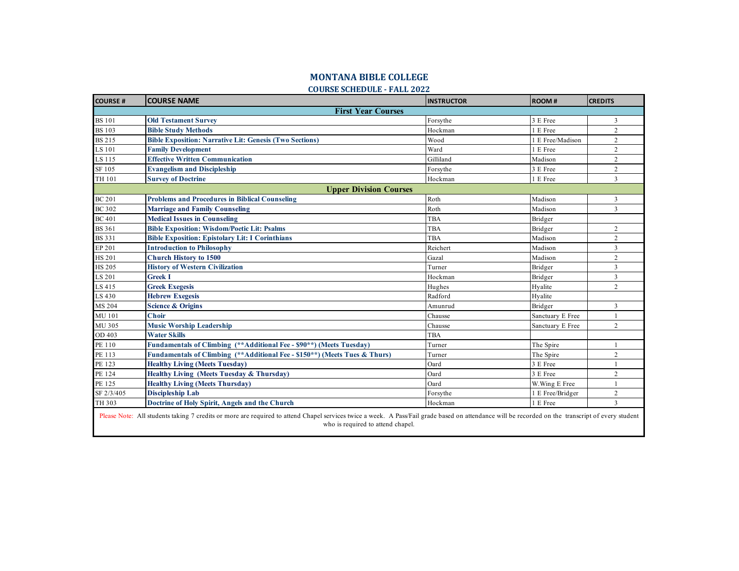# MONTANA BIBLE COLLEGE

## COURSE SCHEDULE - FALL 2022

| COURSE # | COURSE NAME | INSTRUCTOR | ROOM # | CREDITS |
|---|---|---|---|---|
| | **First Year Courses** | | | |
| BS 101 | **Old Testament Survey** | Forsythe | 3 E Free | 3 |
| BS 103 | **Bible Study Methods** | Hockman | 1 E Free | 2 |
| BS 215 | **Bible Exposition: Narrative Lit: Genesis (Two Sections)** | Wood | 1 E Free/Madison | 2 |
| LS 101 | **Family Development** | Ward | 1 E Free | 2 |
| LS 115 | **Effective Written Communication** | Gilliland | Madison | 2 |
| SF 105 | **Evangelism and Discipleship** | Forsythe | 3 E Free | 2 |
| TH 101 | **Survey of Doctrine** | Hockman | 1 E Free | 3 |
| | **Upper Division Courses** | | | |
| BC 201 | **Problems and Procedures in Biblical Counseling** | Roth | Madison | 3 |
| BC 302 | **Marriage and Family Counseling** | Roth | Madison | 3 |
| BC 401 | **Medical Issues in Counseling** | TBA | Bridger | |
| BS 361 | **Bible Exposition: Wisdom/Poetic Lit: Psalms** | TBA | Bridger | 2 |
| BS 331 | **Bible Exposition: Epistolary Lit: I Corinthians** | TBA | Madison | 2 |
| EP 201 | **Introduction to Philosophy** | Reichert | Madison | 3 |
| HS 201 | **Church History to 1500** | Gazal | Madison | 2 |
| HS 205 | **History of Western Civilization** | Turner | Bridger | 3 |
| LS 201 | **Greek I** | Hockman | Bridger | 3 |
| LS 415 | **Greek Exegesis** | Hughes | Hyalite | 2 |
| LS 430 | **Hebrew Exegesis** | Radford | Hyalite | |
| MS 204 | **Science & Origins** | Amunrud | Bridger | 3 |
| MU 101 | **Choir** | Chausse | Sanctuary E Free | 1 |
| MU 305 | **Music Worship Leadership** | Chausse | Sanctuary E Free | 2 |
| OD 403 | **Water Skills** | TBA | | |
| PE 110 | **Fundamentals of Climbing (**Additional Fee - $90**) (Meets Tuesday)** | Turner | The Spire | 1 |
| PE 113 | **Fundamentals of Climbing (**Additional Fee - $150**) (Meets Tues & Thurs)** | Turner | The Spire | 2 |
| PE 123 | **Healthy Living (Meets Tuesday)** | Oard | 3 E Free | 1 |
| PE 124 | **Healthy Living (Meets Tuesday & Thursday)** | Oard | 3 E Free | 2 |
| PE 125 | **Healthy Living (Meets Thursday)** | Oard | W.Wing E Free | 1 |
| SF 2/3/405 | **Discipleship Lab** | Forsythe | 1 E Free/Bridger | 2 |
| TH 303 | **Doctrine of Holy Spirit, Angels and the Church** | Hockman | 1 E Free | 3 |

Please Note: All students taking 7 credits or more are required to attend Chapel services twice a week. A Pass/Fail grade based on attendance will be recorded on the transcript of every student who is required to attend chapel.